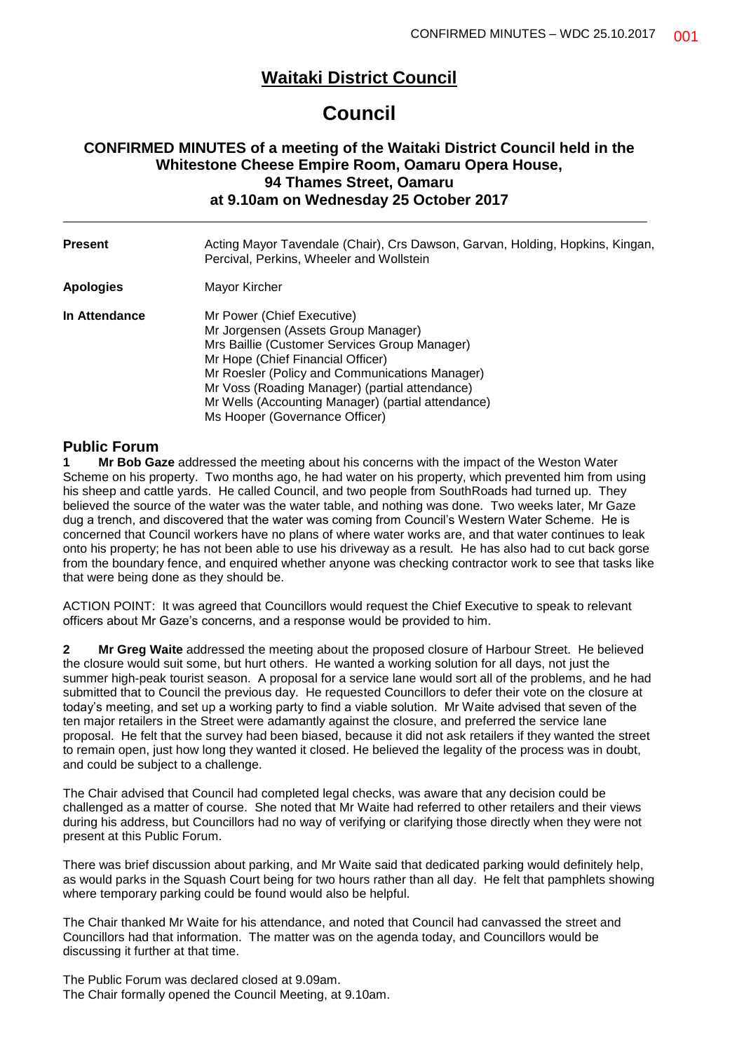# Waitaki District Council

# Council

### CONFIRMED MINUTES of a meeting of the Waitaki District Council held in the Whitestone Cheese Empire Room, Oamaru Opera House, 94 Thames Street, Oamaru at 9.10am on Wednesday 25 October 2017

| | |
|---|---|
| **Present** | Acting Mayor Tavendale (Chair), Crs Dawson, Garvan, Holding, Hopkins, Kingan, Percival, Perkins, Wheeler and Wollstein |
| **Apologies** | Mayor Kircher |
| **In Attendance** | Mr Power (Chief Executive)<br>Mr Jorgensen (Assets Group Manager)<br>Mrs Baillie (Customer Services Group Manager)<br>Mr Hope (Chief Financial Officer)<br>Mr Roesler (Policy and Communications Manager)<br>Mr Voss (Roading Manager) (partial attendance)<br>Mr Wells (Accounting Manager) (partial attendance)<br>Ms Hooper (Governance Officer) |

## Public Forum

**1 Mr Bob Gaze** addressed the meeting about his concerns with the impact of the Weston Water Scheme on his property. Two months ago, he had water on his property, which prevented him from using his sheep and cattle yards. He called Council, and two people from SouthRoads had turned up. They believed the source of the water was the water table, and nothing was done. Two weeks later, Mr Gaze dug a trench, and discovered that the water was coming from Council's Western Water Scheme. He is concerned that Council workers have no plans of where water works are, and that water continues to leak onto his property; he has not been able to use his driveway as a result. He has also had to cut back gorse from the boundary fence, and enquired whether anyone was checking contractor work to see that tasks like that were being done as they should be.

ACTION POINT: It was agreed that Councillors would request the Chief Executive to speak to relevant officers about Mr Gaze's concerns, and a response would be provided to him.

**2 Mr Greg Waite** addressed the meeting about the proposed closure of Harbour Street. He believed the closure would suit some, but hurt others. He wanted a working solution for all days, not just the summer high-peak tourist season. A proposal for a service lane would sort all of the problems, and he had submitted that to Council the previous day. He requested Councillors to defer their vote on the closure at today's meeting, and set up a working party to find a viable solution. Mr Waite advised that seven of the ten major retailers in the Street were adamantly against the closure, and preferred the service lane proposal. He felt that the survey had been biased, because it did not ask retailers if they wanted the street to remain open, just how long they wanted it closed. He believed the legality of the process was in doubt, and could be subject to a challenge.

The Chair advised that Council had completed legal checks, was aware that any decision could be challenged as a matter of course. She noted that Mr Waite had referred to other retailers and their views during his address, but Councillors had no way of verifying or clarifying those directly when they were not present at this Public Forum.

There was brief discussion about parking, and Mr Waite said that dedicated parking would definitely help, as would parks in the Squash Court being for two hours rather than all day. He felt that pamphlets showing where temporary parking could be found would also be helpful.

The Chair thanked Mr Waite for his attendance, and noted that Council had canvassed the street and Councillors had that information. The matter was on the agenda today, and Councillors would be discussing it further at that time.

The Public Forum was declared closed at 9.09am.
The Chair formally opened the Council Meeting, at 9.10am.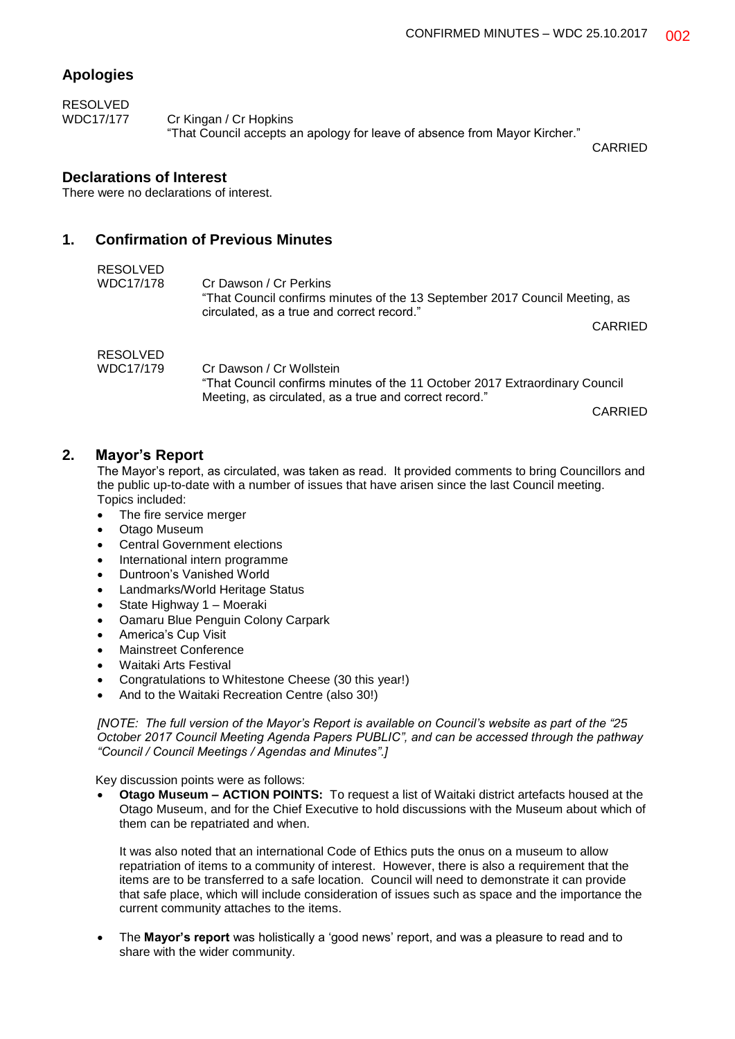## Apologies

RESOLVED
WDC17/177 Cr Kingan / Cr Hopkins
"That Council accepts an apology for leave of absence from Mayor Kircher."
CARRIED

## Declarations of Interest

There were no declarations of interest.

## 1. Confirmation of Previous Minutes

RESOLVED
WDC17/178 Cr Dawson / Cr Perkins
"That Council confirms minutes of the 13 September 2017 Council Meeting, as circulated, as a true and correct record."
CARRIED

RESOLVED
WDC17/179 Cr Dawson / Cr Wollstein
"That Council confirms minutes of the 11 October 2017 Extraordinary Council Meeting, as circulated, as a true and correct record."
CARRIED

## 2. Mayor's Report

The Mayor's report, as circulated, was taken as read. It provided comments to bring Councillors and the public up-to-date with a number of issues that have arisen since the last Council meeting. Topics included:

- The fire service merger
- Otago Museum
- Central Government elections
- International intern programme
- Duntroon's Vanished World
- Landmarks/World Heritage Status
- State Highway 1 – Moeraki
- Oamaru Blue Penguin Colony Carpark
- America's Cup Visit
- Mainstreet Conference
- Waitaki Arts Festival
- Congratulations to Whitestone Cheese (30 this year!)
- And to the Waitaki Recreation Centre (also 30!)

*[NOTE: The full version of the Mayor's Report is available on Council's website as part of the "25 October 2017 Council Meeting Agenda Papers PUBLIC", and can be accessed through the pathway "Council / Council Meetings / Agendas and Minutes".]*

Key discussion points were as follows:

- **Otago Museum – ACTION POINTS:** To request a list of Waitaki district artefacts housed at the Otago Museum, and for the Chief Executive to hold discussions with the Museum about which of them can be repatriated and when.

  It was also noted that an international Code of Ethics puts the onus on a museum to allow repatriation of items to a community of interest. However, there is also a requirement that the items are to be transferred to a safe location. Council will need to demonstrate it can provide that safe place, which will include consideration of issues such as space and the importance the current community attaches to the items.

- The **Mayor's report** was holistically a 'good news' report, and was a pleasure to read and to share with the wider community.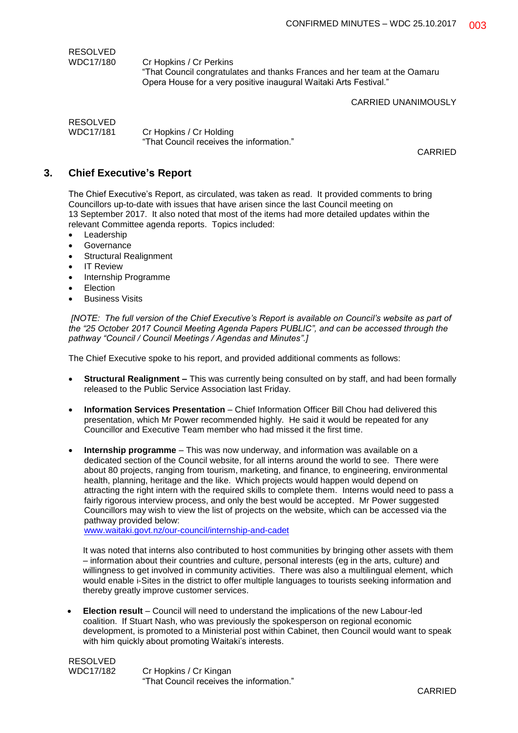RESOLVED
WDC17/180 Cr Hopkins / Cr Perkins
"That Council congratulates and thanks Frances and her team at the Oamaru Opera House for a very positive inaugural Waitaki Arts Festival."

CARRIED UNANIMOUSLY

RESOLVED
WDC17/181 Cr Hopkins / Cr Holding
"That Council receives the information."

CARRIED

## 3. Chief Executive's Report

The Chief Executive's Report, as circulated, was taken as read. It provided comments to bring Councillors up-to-date with issues that have arisen since the last Council meeting on 13 September 2017. It also noted that most of the items had more detailed updates within the relevant Committee agenda reports. Topics included:

- Leadership
- Governance
- Structural Realignment
- IT Review
- Internship Programme
- Election
- Business Visits

*[NOTE: The full version of the Chief Executive's Report is available on Council's website as part of the "25 October 2017 Council Meeting Agenda Papers PUBLIC", and can be accessed through the pathway "Council / Council Meetings / Agendas and Minutes".]*

The Chief Executive spoke to his report, and provided additional comments as follows:

- **Structural Realignment –** This was currently being consulted on by staff, and had been formally released to the Public Service Association last Friday.

- **Information Services Presentation** – Chief Information Officer Bill Chou had delivered this presentation, which Mr Power recommended highly. He said it would be repeated for any Councillor and Executive Team member who had missed it the first time.

- **Internship programme** – This was now underway, and information was available on a dedicated section of the Council website, for all interns around the world to see. There were about 80 projects, ranging from tourism, marketing, and finance, to engineering, environmental health, planning, heritage and the like. Which projects would happen would depend on attracting the right intern with the required skills to complete them. Interns would need to pass a fairly rigorous interview process, and only the best would be accepted. Mr Power suggested Councillors may wish to view the list of projects on the website, which can be accessed via the pathway provided below:
  www.waitaki.govt.nz/our-council/internship-and-cadet

  It was noted that interns also contributed to host communities by bringing other assets with them – information about their countries and culture, personal interests (eg in the arts, culture) and willingness to get involved in community activities. There was also a multilingual element, which would enable i-Sites in the district to offer multiple languages to tourists seeking information and thereby greatly improve customer services.

- **Election result** – Council will need to understand the implications of the new Labour-led coalition. If Stuart Nash, who was previously the spokesperson on regional economic development, is promoted to a Ministerial post within Cabinet, then Council would want to speak with him quickly about promoting Waitaki's interests.

RESOLVED
WDC17/182 Cr Hopkins / Cr Kingan
"That Council receives the information."

CARRIED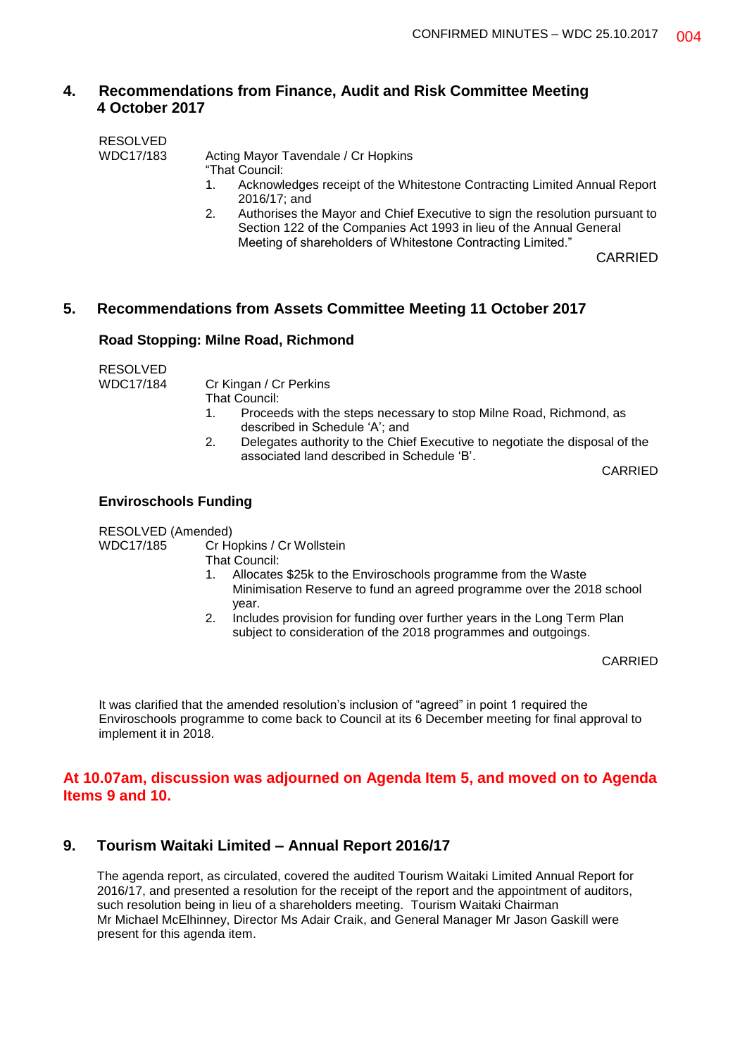## 4. Recommendations from Finance, Audit and Risk Committee Meeting 4 October 2017

RESOLVED
WDC17/183

Acting Mayor Tavendale / Cr Hopkins

"That Council:

1. Acknowledges receipt of the Whitestone Contracting Limited Annual Report 2016/17; and
2. Authorises the Mayor and Chief Executive to sign the resolution pursuant to Section 122 of the Companies Act 1993 in lieu of the Annual General Meeting of shareholders of Whitestone Contracting Limited."

CARRIED

## 5. Recommendations from Assets Committee Meeting 11 October 2017

### Road Stopping: Milne Road, Richmond

RESOLVED
WDC17/184

Cr Kingan / Cr Perkins

That Council:

1. Proceeds with the steps necessary to stop Milne Road, Richmond, as described in Schedule 'A'; and
2. Delegates authority to the Chief Executive to negotiate the disposal of the associated land described in Schedule 'B'.

CARRIED

### Enviroschools Funding

RESOLVED (Amended)
WDC17/185

Cr Hopkins / Cr Wollstein

That Council:

1. Allocates $25k to the Enviroschools programme from the Waste Minimisation Reserve to fund an agreed programme over the 2018 school year.
2. Includes provision for funding over further years in the Long Term Plan subject to consideration of the 2018 programmes and outgoings.

CARRIED

It was clarified that the amended resolution's inclusion of "agreed" in point 1 required the Enviroschools programme to come back to Council at its 6 December meeting for final approval to implement it in 2018.

**At 10.07am, discussion was adjourned on Agenda Item 5, and moved on to Agenda Items 9 and 10.**

## 9. Tourism Waitaki Limited – Annual Report 2016/17

The agenda report, as circulated, covered the audited Tourism Waitaki Limited Annual Report for 2016/17, and presented a resolution for the receipt of the report and the appointment of auditors, such resolution being in lieu of a shareholders meeting. Tourism Waitaki Chairman Mr Michael McElhinney, Director Ms Adair Craik, and General Manager Mr Jason Gaskill were present for this agenda item.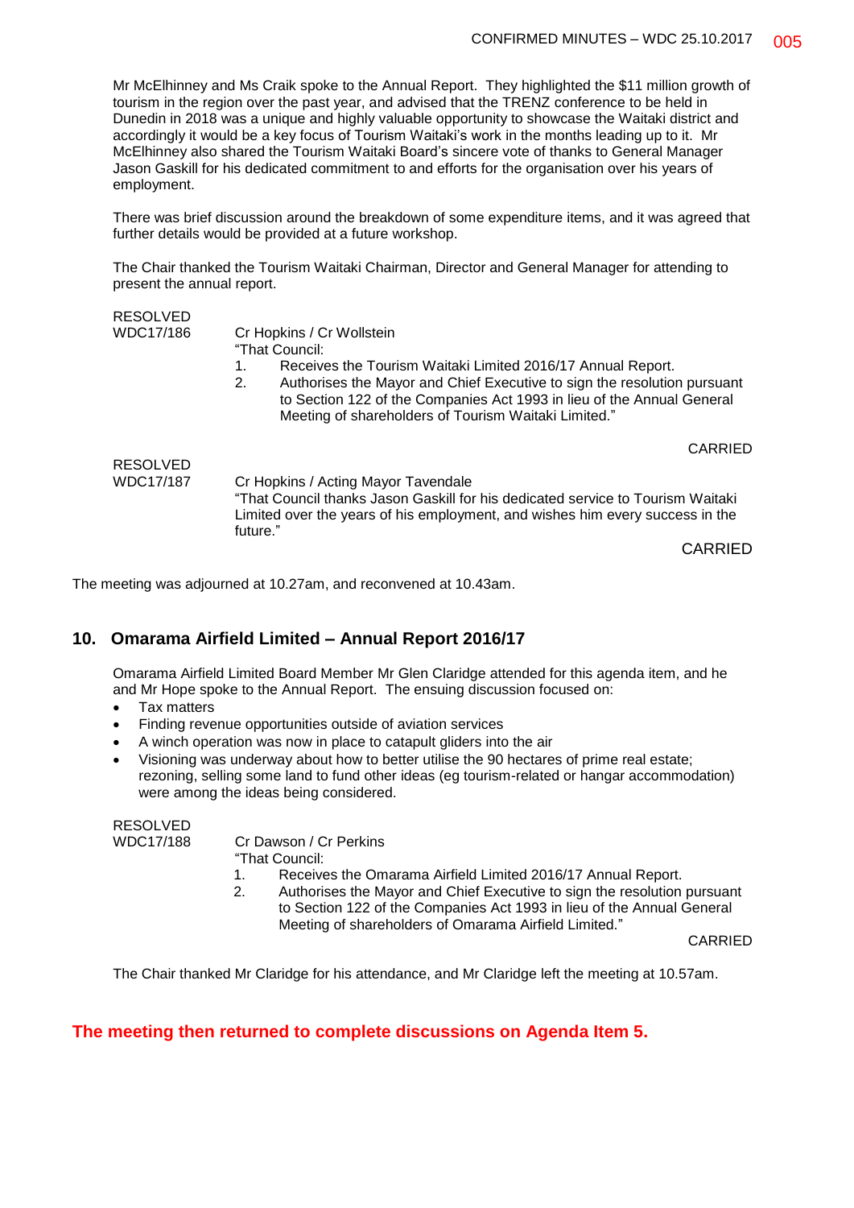Mr McElhinney and Ms Craik spoke to the Annual Report. They highlighted the $11 million growth of tourism in the region over the past year, and advised that the TRENZ conference to be held in Dunedin in 2018 was a unique and highly valuable opportunity to showcase the Waitaki district and accordingly it would be a key focus of Tourism Waitaki's work in the months leading up to it. Mr McElhinney also shared the Tourism Waitaki Board's sincere vote of thanks to General Manager Jason Gaskill for his dedicated commitment to and efforts for the organisation over his years of employment.

There was brief discussion around the breakdown of some expenditure items, and it was agreed that further details would be provided at a future workshop.

The Chair thanked the Tourism Waitaki Chairman, Director and General Manager for attending to present the annual report.

RESOLVED
WDC17/186 Cr Hopkins / Cr Wollstein

"That Council:

1. Receives the Tourism Waitaki Limited 2016/17 Annual Report.
2. Authorises the Mayor and Chief Executive to sign the resolution pursuant to Section 122 of the Companies Act 1993 in lieu of the Annual General Meeting of shareholders of Tourism Waitaki Limited."

CARRIED

RESOLVED
WDC17/187 Cr Hopkins / Acting Mayor Tavendale

"That Council thanks Jason Gaskill for his dedicated service to Tourism Waitaki Limited over the years of his employment, and wishes him every success in the future."

CARRIED

The meeting was adjourned at 10.27am, and reconvened at 10.43am.

## 10. Omarama Airfield Limited – Annual Report 2016/17

Omarama Airfield Limited Board Member Mr Glen Claridge attended for this agenda item, and he and Mr Hope spoke to the Annual Report. The ensuing discussion focused on:

- Tax matters
- Finding revenue opportunities outside of aviation services
- A winch operation was now in place to catapult gliders into the air
- Visioning was underway about how to better utilise the 90 hectares of prime real estate; rezoning, selling some land to fund other ideas (eg tourism-related or hangar accommodation) were among the ideas being considered.

RESOLVED
WDC17/188 Cr Dawson / Cr Perkins

"That Council:

1. Receives the Omarama Airfield Limited 2016/17 Annual Report.
2. Authorises the Mayor and Chief Executive to sign the resolution pursuant to Section 122 of the Companies Act 1993 in lieu of the Annual General Meeting of shareholders of Omarama Airfield Limited."

CARRIED

The Chair thanked Mr Claridge for his attendance, and Mr Claridge left the meeting at 10.57am.

**The meeting then returned to complete discussions on Agenda Item 5.**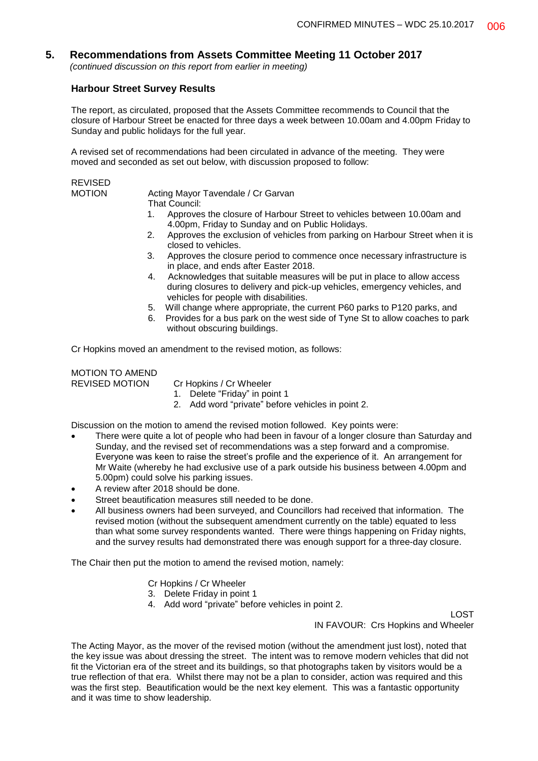## 5. Recommendations from Assets Committee Meeting 11 October 2017

*(continued discussion on this report from earlier in meeting)*

### Harbour Street Survey Results

The report, as circulated, proposed that the Assets Committee recommends to Council that the closure of Harbour Street be enacted for three days a week between 10.00am and 4.00pm Friday to Sunday and public holidays for the full year.

A revised set of recommendations had been circulated in advance of the meeting. They were moved and seconded as set out below, with discussion proposed to follow:

REVISED MOTION

Acting Mayor Tavendale / Cr Garvan

That Council:

1. Approves the closure of Harbour Street to vehicles between 10.00am and 4.00pm, Friday to Sunday and on Public Holidays.
2. Approves the exclusion of vehicles from parking on Harbour Street when it is closed to vehicles.
3. Approves the closure period to commence once necessary infrastructure is in place, and ends after Easter 2018.
4. Acknowledges that suitable measures will be put in place to allow access during closures to delivery and pick-up vehicles, emergency vehicles, and vehicles for people with disabilities.
5. Will change where appropriate, the current P60 parks to P120 parks, and
6. Provides for a bus park on the west side of Tyne St to allow coaches to park without obscuring buildings.

Cr Hopkins moved an amendment to the revised motion, as follows:

MOTION TO AMEND REVISED MOTION

Cr Hopkins / Cr Wheeler

1. Delete "Friday" in point 1
2. Add word "private" before vehicles in point 2.

Discussion on the motion to amend the revised motion followed. Key points were:

- There were quite a lot of people who had been in favour of a longer closure than Saturday and Sunday, and the revised set of recommendations was a step forward and a compromise. Everyone was keen to raise the street's profile and the experience of it. An arrangement for Mr Waite (whereby he had exclusive use of a park outside his business between 4.00pm and 5.00pm) could solve his parking issues.
- A review after 2018 should be done.
- Street beautification measures still needed to be done.
- All business owners had been surveyed, and Councillors had received that information. The revised motion (without the subsequent amendment currently on the table) equated to less than what some survey respondents wanted. There were things happening on Friday nights, and the survey results had demonstrated there was enough support for a three-day closure.

The Chair then put the motion to amend the revised motion, namely:

Cr Hopkins / Cr Wheeler

3. Delete Friday in point 1
4. Add word "private" before vehicles in point 2.

LOST

IN FAVOUR: Crs Hopkins and Wheeler

The Acting Mayor, as the mover of the revised motion (without the amendment just lost), noted that the key issue was about dressing the street. The intent was to remove modern vehicles that did not fit the Victorian era of the street and its buildings, so that photographs taken by visitors would be a true reflection of that era. Whilst there may not be a plan to consider, action was required and this was the first step. Beautification would be the next key element. This was a fantastic opportunity and it was time to show leadership.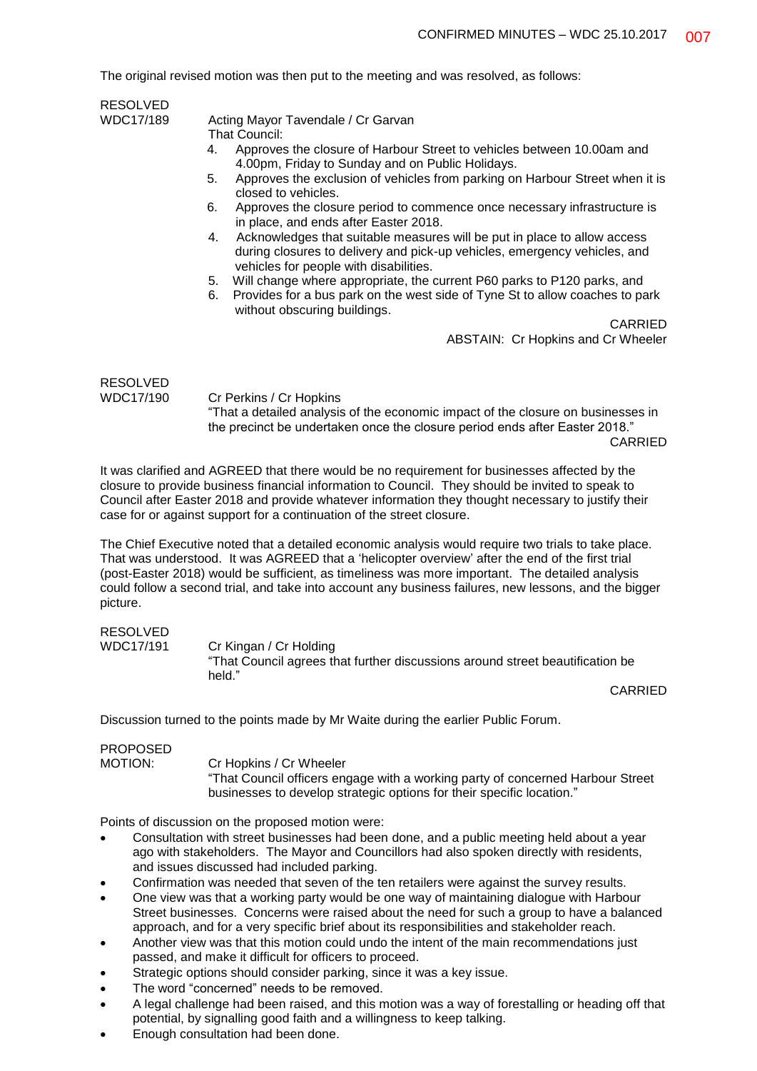The original revised motion was then put to the meeting and was resolved, as follows:

**RESOLVED**
**WDC17/189** Acting Mayor Tavendale / Cr Garvan

That Council:

4. Approves the closure of Harbour Street to vehicles between 10.00am and 4.00pm, Friday to Sunday and on Public Holidays.
5. Approves the exclusion of vehicles from parking on Harbour Street when it is closed to vehicles.
6. Approves the closure period to commence once necessary infrastructure is in place, and ends after Easter 2018.
4. Acknowledges that suitable measures will be put in place to allow access during closures to delivery and pick-up vehicles, emergency vehicles, and vehicles for people with disabilities.
5. Will change where appropriate, the current P60 parks to P120 parks, and
6. Provides for a bus park on the west side of Tyne St to allow coaches to park without obscuring buildings.

CARRIED

ABSTAIN: Cr Hopkins and Cr Wheeler

**RESOLVED**
**WDC17/190** Cr Perkins / Cr Hopkins

"That a detailed analysis of the economic impact of the closure on businesses in the precinct be undertaken once the closure period ends after Easter 2018."

CARRIED

It was clarified and AGREED that there would be no requirement for businesses affected by the closure to provide business financial information to Council. They should be invited to speak to Council after Easter 2018 and provide whatever information they thought necessary to justify their case for or against support for a continuation of the street closure.

The Chief Executive noted that a detailed economic analysis would require two trials to take place. That was understood. It was AGREED that a 'helicopter overview' after the end of the first trial (post-Easter 2018) would be sufficient, as timeliness was more important. The detailed analysis could follow a second trial, and take into account any business failures, new lessons, and the bigger picture.

**RESOLVED**
**WDC17/191** Cr Kingan / Cr Holding

"That Council agrees that further discussions around street beautification be held."

CARRIED

Discussion turned to the points made by Mr Waite during the earlier Public Forum.

**PROPOSED**
**MOTION:** Cr Hopkins / Cr Wheeler

"That Council officers engage with a working party of concerned Harbour Street businesses to develop strategic options for their specific location."

Points of discussion on the proposed motion were:

- Consultation with street businesses had been done, and a public meeting held about a year ago with stakeholders. The Mayor and Councillors had also spoken directly with residents, and issues discussed had included parking.
- Confirmation was needed that seven of the ten retailers were against the survey results.
- One view was that a working party would be one way of maintaining dialogue with Harbour Street businesses. Concerns were raised about the need for such a group to have a balanced approach, and for a very specific brief about its responsibilities and stakeholder reach.
- Another view was that this motion could undo the intent of the main recommendations just passed, and make it difficult for officers to proceed.
- Strategic options should consider parking, since it was a key issue.
- The word "concerned" needs to be removed.
- A legal challenge had been raised, and this motion was a way of forestalling or heading off that potential, by signalling good faith and a willingness to keep talking.
- Enough consultation had been done.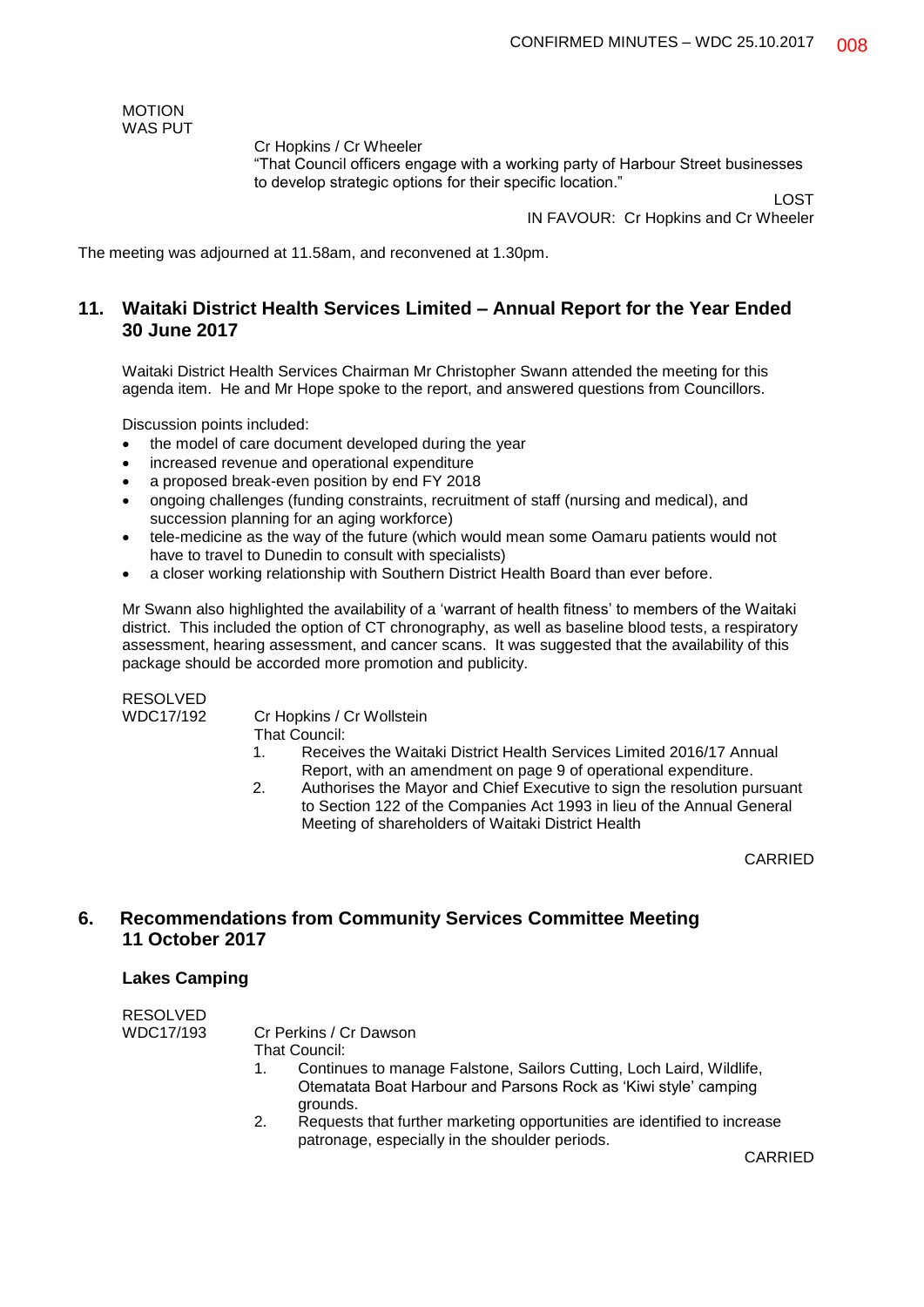MOTION
WAS PUT

Cr Hopkins / Cr Wheeler
"That Council officers engage with a working party of Harbour Street businesses to develop strategic options for their specific location."

LOST
IN FAVOUR: Cr Hopkins and Cr Wheeler

The meeting was adjourned at 11.58am, and reconvened at 1.30pm.

## 11. Waitaki District Health Services Limited – Annual Report for the Year Ended 30 June 2017

Waitaki District Health Services Chairman Mr Christopher Swann attended the meeting for this agenda item. He and Mr Hope spoke to the report, and answered questions from Councillors.

Discussion points included:

- the model of care document developed during the year
- increased revenue and operational expenditure
- a proposed break-even position by end FY 2018
- ongoing challenges (funding constraints, recruitment of staff (nursing and medical), and succession planning for an aging workforce)
- tele-medicine as the way of the future (which would mean some Oamaru patients would not have to travel to Dunedin to consult with specialists)
- a closer working relationship with Southern District Health Board than ever before.

Mr Swann also highlighted the availability of a 'warrant of health fitness' to members of the Waitaki district. This included the option of CT chronography, as well as baseline blood tests, a respiratory assessment, hearing assessment, and cancer scans. It was suggested that the availability of this package should be accorded more promotion and publicity.

RESOLVED
WDC17/192

Cr Hopkins / Cr Wollstein
That Council:

1. Receives the Waitaki District Health Services Limited 2016/17 Annual Report, with an amendment on page 9 of operational expenditure.
2. Authorises the Mayor and Chief Executive to sign the resolution pursuant to Section 122 of the Companies Act 1993 in lieu of the Annual General Meeting of shareholders of Waitaki District Health

CARRIED

## 6. Recommendations from Community Services Committee Meeting 11 October 2017

### Lakes Camping

RESOLVED
WDC17/193

Cr Perkins / Cr Dawson
That Council:

1. Continues to manage Falstone, Sailors Cutting, Loch Laird, Wildlife, Otematata Boat Harbour and Parsons Rock as 'Kiwi style' camping grounds.
2. Requests that further marketing opportunities are identified to increase patronage, especially in the shoulder periods.

CARRIED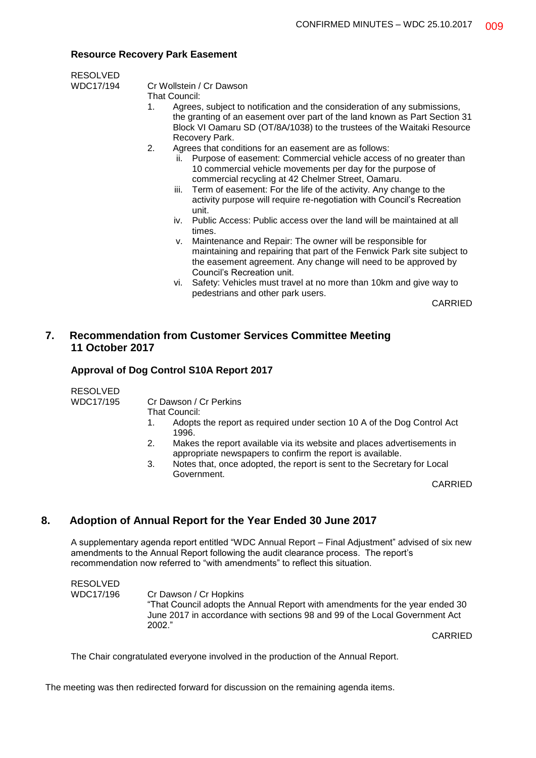### Resource Recovery Park Easement

RESOLVED
WDC17/194 Cr Wollstein / Cr Dawson

That Council:

1. Agrees, subject to notification and the consideration of any submissions, the granting of an easement over part of the land known as Part Section 31 Block VI Oamaru SD (OT/8A/1038) to the trustees of the Waitaki Resource Recovery Park.
2. Agrees that conditions for an easement are as follows:
   - ii. Purpose of easement: Commercial vehicle access of no greater than 10 commercial vehicle movements per day for the purpose of commercial recycling at 42 Chelmer Street, Oamaru.
   - iii. Term of easement: For the life of the activity. Any change to the activity purpose will require re-negotiation with Council's Recreation unit.
   - iv. Public Access: Public access over the land will be maintained at all times.
   - v. Maintenance and Repair: The owner will be responsible for maintaining and repairing that part of the Fenwick Park site subject to the easement agreement. Any change will need to be approved by Council's Recreation unit.
   - vi. Safety: Vehicles must travel at no more than 10km and give way to pedestrians and other park users.

CARRIED

## 7. Recommendation from Customer Services Committee Meeting 11 October 2017

### Approval of Dog Control S10A Report 2017

RESOLVED
WDC17/195 Cr Dawson / Cr Perkins

That Council:

1. Adopts the report as required under section 10 A of the Dog Control Act 1996.
2. Makes the report available via its website and places advertisements in appropriate newspapers to confirm the report is available.
3. Notes that, once adopted, the report is sent to the Secretary for Local Government.

CARRIED

## 8. Adoption of Annual Report for the Year Ended 30 June 2017

A supplementary agenda report entitled "WDC Annual Report – Final Adjustment" advised of six new amendments to the Annual Report following the audit clearance process. The report's recommendation now referred to "with amendments" to reflect this situation.

RESOLVED
WDC17/196 Cr Dawson / Cr Hopkins

"That Council adopts the Annual Report with amendments for the year ended 30 June 2017 in accordance with sections 98 and 99 of the Local Government Act 2002."

CARRIED

The Chair congratulated everyone involved in the production of the Annual Report.

The meeting was then redirected forward for discussion on the remaining agenda items.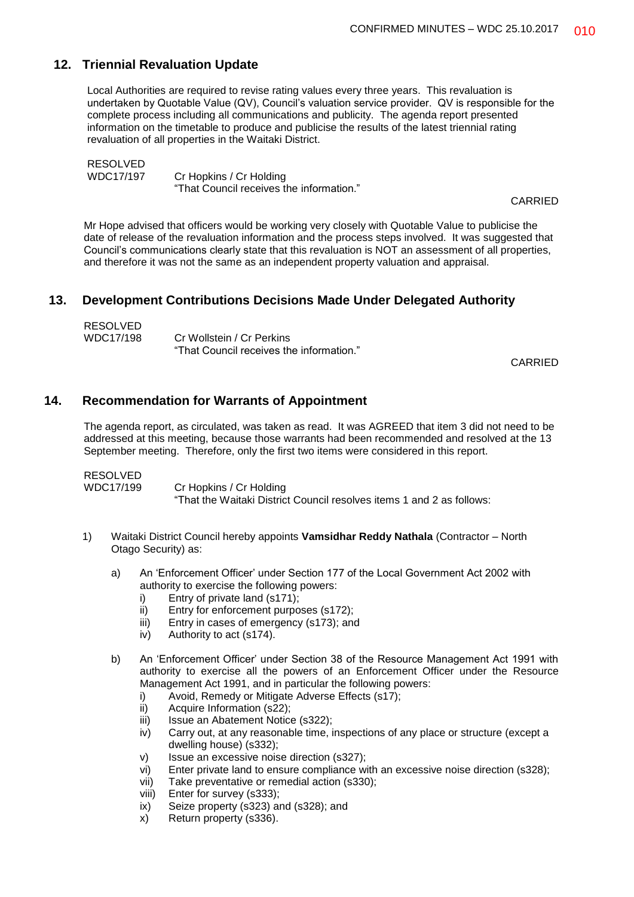## 12. Triennial Revaluation Update

Local Authorities are required to revise rating values every three years. This revaluation is undertaken by Quotable Value (QV), Council's valuation service provider. QV is responsible for the complete process including all communications and publicity. The agenda report presented information on the timetable to produce and publicise the results of the latest triennial rating revaluation of all properties in the Waitaki District.

RESOLVED
WDC17/197 Cr Hopkins / Cr Holding
"That Council receives the information."

CARRIED

Mr Hope advised that officers would be working very closely with Quotable Value to publicise the date of release of the revaluation information and the process steps involved. It was suggested that Council's communications clearly state that this revaluation is NOT an assessment of all properties, and therefore it was not the same as an independent property valuation and appraisal.

## 13. Development Contributions Decisions Made Under Delegated Authority

RESOLVED
WDC17/198 Cr Wollstein / Cr Perkins
"That Council receives the information."

CARRIED

## 14. Recommendation for Warrants of Appointment

The agenda report, as circulated, was taken as read. It was AGREED that item 3 did not need to be addressed at this meeting, because those warrants had been recommended and resolved at the 13 September meeting. Therefore, only the first two items were considered in this report.

RESOLVED
WDC17/199 Cr Hopkins / Cr Holding
"That the Waitaki District Council resolves items 1 and 2 as follows:

1) Waitaki District Council hereby appoints **Vamsidhar Reddy Nathala** (Contractor – North Otago Security) as:

   a) An 'Enforcement Officer' under Section 177 of the Local Government Act 2002 with authority to exercise the following powers:
      i) Entry of private land (s171);
      ii) Entry for enforcement purposes (s172);
      iii) Entry in cases of emergency (s173); and
      iv) Authority to act (s174).

   b) An 'Enforcement Officer' under Section 38 of the Resource Management Act 1991 with authority to exercise all the powers of an Enforcement Officer under the Resource Management Act 1991, and in particular the following powers:
      i) Avoid, Remedy or Mitigate Adverse Effects (s17);
      ii) Acquire Information (s22);
      iii) Issue an Abatement Notice (s322);
      iv) Carry out, at any reasonable time, inspections of any place or structure (except a dwelling house) (s332);
      v) Issue an excessive noise direction (s327);
      vi) Enter private land to ensure compliance with an excessive noise direction (s328);
      vii) Take preventative or remedial action (s330);
      viii) Enter for survey (s333);
      ix) Seize property (s323) and (s328); and
      x) Return property (s336).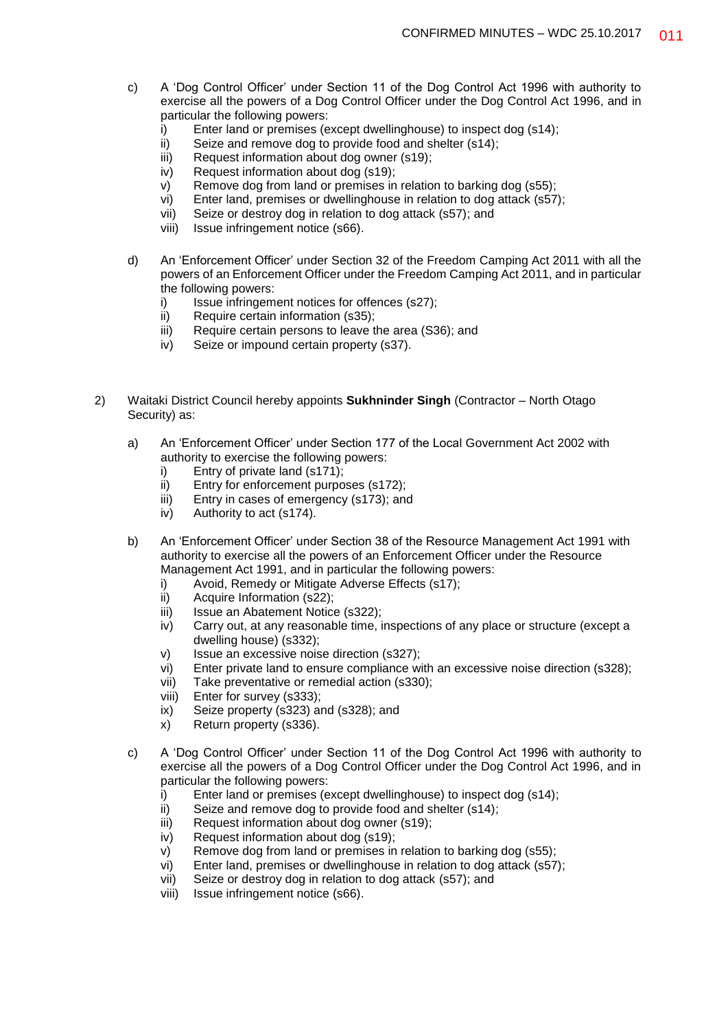c) A 'Dog Control Officer' under Section 11 of the Dog Control Act 1996 with authority to exercise all the powers of a Dog Control Officer under the Dog Control Act 1996, and in particular the following powers:
   i) Enter land or premises (except dwellinghouse) to inspect dog (s14);
   ii) Seize and remove dog to provide food and shelter (s14);
   iii) Request information about dog owner (s19);
   iv) Request information about dog (s19);
   v) Remove dog from land or premises in relation to barking dog (s55);
   vi) Enter land, premises or dwellinghouse in relation to dog attack (s57);
   vii) Seize or destroy dog in relation to dog attack (s57); and
   viii) Issue infringement notice (s66).

d) An 'Enforcement Officer' under Section 32 of the Freedom Camping Act 2011 with all the powers of an Enforcement Officer under the Freedom Camping Act 2011, and in particular the following powers:
   i) Issue infringement notices for offences (s27);
   ii) Require certain information (s35);
   iii) Require certain persons to leave the area (S36); and
   iv) Seize or impound certain property (s37).

2) Waitaki District Council hereby appoints **Sukhninder Singh** (Contractor – North Otago Security) as:

a) An 'Enforcement Officer' under Section 177 of the Local Government Act 2002 with authority to exercise the following powers:
   i) Entry of private land (s171);
   ii) Entry for enforcement purposes (s172);
   iii) Entry in cases of emergency (s173); and
   iv) Authority to act (s174).

b) An 'Enforcement Officer' under Section 38 of the Resource Management Act 1991 with authority to exercise all the powers of an Enforcement Officer under the Resource Management Act 1991, and in particular the following powers:
   i) Avoid, Remedy or Mitigate Adverse Effects (s17);
   ii) Acquire Information (s22);
   iii) Issue an Abatement Notice (s322);
   iv) Carry out, at any reasonable time, inspections of any place or structure (except a dwelling house) (s332);
   v) Issue an excessive noise direction (s327);
   vi) Enter private land to ensure compliance with an excessive noise direction (s328);
   vii) Take preventative or remedial action (s330);
   viii) Enter for survey (s333);
   ix) Seize property (s323) and (s328); and
   x) Return property (s336).

c) A 'Dog Control Officer' under Section 11 of the Dog Control Act 1996 with authority to exercise all the powers of a Dog Control Officer under the Dog Control Act 1996, and in particular the following powers:
   i) Enter land or premises (except dwellinghouse) to inspect dog (s14);
   ii) Seize and remove dog to provide food and shelter (s14);
   iii) Request information about dog owner (s19);
   iv) Request information about dog (s19);
   v) Remove dog from land or premises in relation to barking dog (s55);
   vi) Enter land, premises or dwellinghouse in relation to dog attack (s57);
   vii) Seize or destroy dog in relation to dog attack (s57); and
   viii) Issue infringement notice (s66).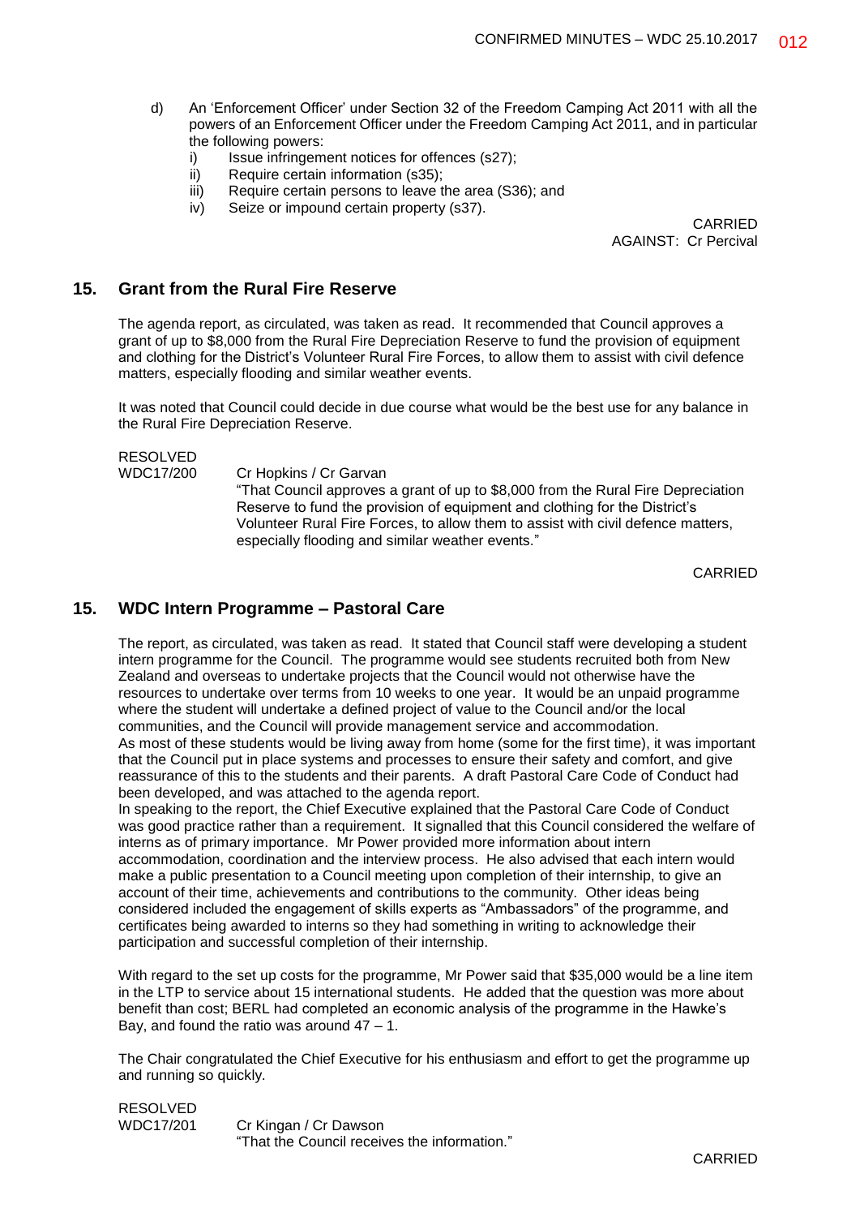d) An 'Enforcement Officer' under Section 32 of the Freedom Camping Act 2011 with all the powers of an Enforcement Officer under the Freedom Camping Act 2011, and in particular the following powers:
   i) Issue infringement notices for offences (s27);
   ii) Require certain information (s35);
   iii) Require certain persons to leave the area (S36); and
   iv) Seize or impound certain property (s37).

CARRIED
AGAINST: Cr Percival

## 15. Grant from the Rural Fire Reserve

The agenda report, as circulated, was taken as read. It recommended that Council approves a grant of up to $8,000 from the Rural Fire Depreciation Reserve to fund the provision of equipment and clothing for the District's Volunteer Rural Fire Forces, to allow them to assist with civil defence matters, especially flooding and similar weather events.

It was noted that Council could decide in due course what would be the best use for any balance in the Rural Fire Depreciation Reserve.

RESOLVED
WDC17/200 Cr Hopkins / Cr Garvan
"That Council approves a grant of up to $8,000 from the Rural Fire Depreciation Reserve to fund the provision of equipment and clothing for the District's Volunteer Rural Fire Forces, to allow them to assist with civil defence matters, especially flooding and similar weather events."

CARRIED

## 15. WDC Intern Programme – Pastoral Care

The report, as circulated, was taken as read. It stated that Council staff were developing a student intern programme for the Council. The programme would see students recruited both from New Zealand and overseas to undertake projects that the Council would not otherwise have the resources to undertake over terms from 10 weeks to one year. It would be an unpaid programme where the student will undertake a defined project of value to the Council and/or the local communities, and the Council will provide management service and accommodation.
As most of these students would be living away from home (some for the first time), it was important that the Council put in place systems and processes to ensure their safety and comfort, and give reassurance of this to the students and their parents. A draft Pastoral Care Code of Conduct had been developed, and was attached to the agenda report.
In speaking to the report, the Chief Executive explained that the Pastoral Care Code of Conduct was good practice rather than a requirement. It signalled that this Council considered the welfare of interns as of primary importance. Mr Power provided more information about intern accommodation, coordination and the interview process. He also advised that each intern would make a public presentation to a Council meeting upon completion of their internship, to give an account of their time, achievements and contributions to the community. Other ideas being considered included the engagement of skills experts as "Ambassadors" of the programme, and certificates being awarded to interns so they had something in writing to acknowledge their participation and successful completion of their internship.

With regard to the set up costs for the programme, Mr Power said that $35,000 would be a line item in the LTP to service about 15 international students. He added that the question was more about benefit than cost; BERL had completed an economic analysis of the programme in the Hawke's Bay, and found the ratio was around 47 – 1.

The Chair congratulated the Chief Executive for his enthusiasm and effort to get the programme up and running so quickly.

RESOLVED
WDC17/201 Cr Kingan / Cr Dawson
"That the Council receives the information."

CARRIED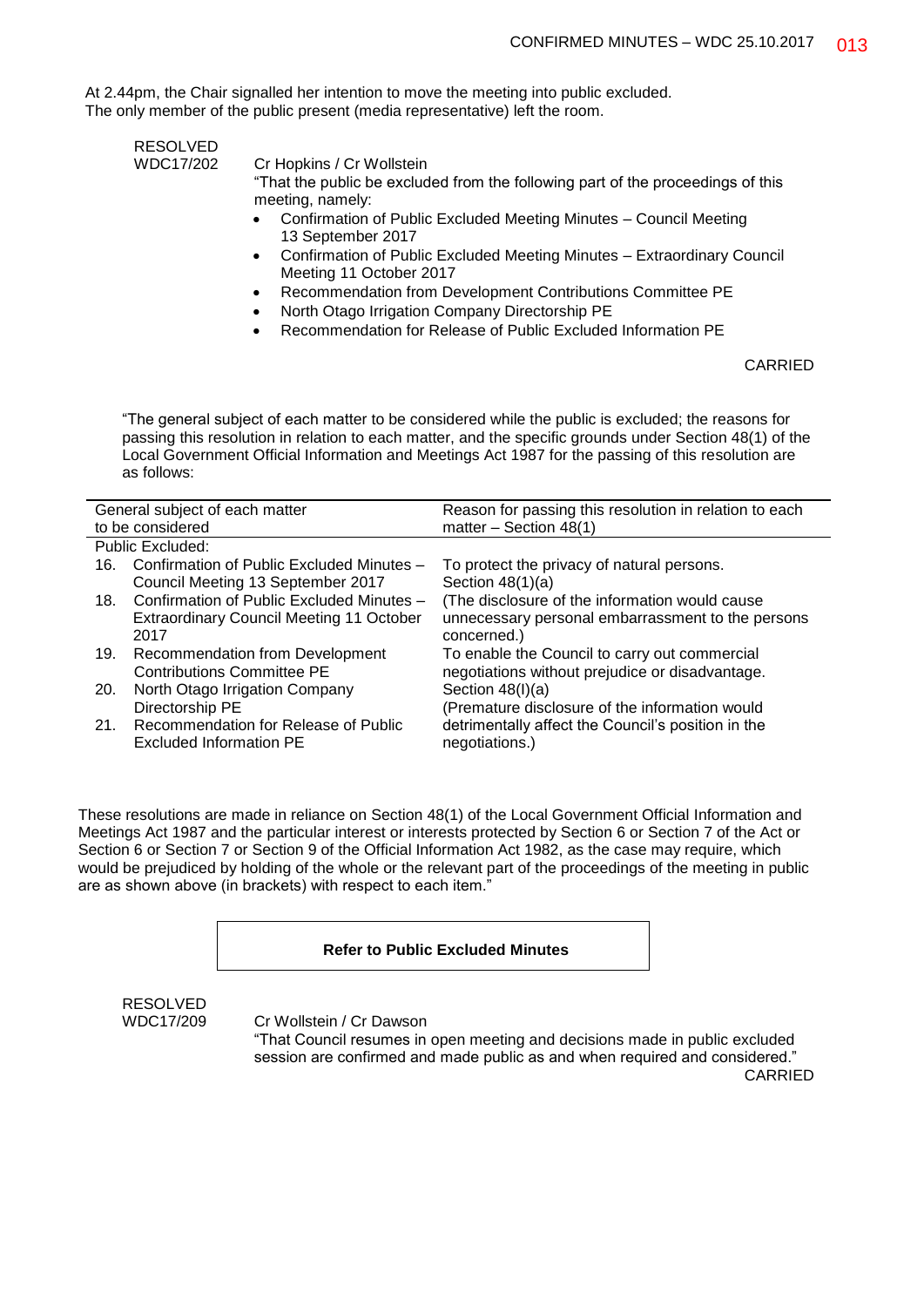At 2.44pm, the Chair signalled her intention to move the meeting into public excluded.
The only member of the public present (media representative) left the room.

RESOLVED
WDC17/202 Cr Hopkins / Cr Wollstein

"That the public be excluded from the following part of the proceedings of this meeting, namely:

- Confirmation of Public Excluded Meeting Minutes – Council Meeting 13 September 2017
- Confirmation of Public Excluded Meeting Minutes – Extraordinary Council Meeting 11 October 2017
- Recommendation from Development Contributions Committee PE
- North Otago Irrigation Company Directorship PE
- Recommendation for Release of Public Excluded Information PE

CARRIED

"The general subject of each matter to be considered while the public is excluded; the reasons for passing this resolution in relation to each matter, and the specific grounds under Section 48(1) of the Local Government Official Information and Meetings Act 1987 for the passing of this resolution are as follows:

| General subject of each matter to be considered | Reason for passing this resolution in relation to each matter – Section 48(1) |
|---|---|
| Public Excluded: | |
| 16. Confirmation of Public Excluded Minutes – Council Meeting 13 September 2017 | To protect the privacy of natural persons. Section 48(1)(a) |
| 18. Confirmation of Public Excluded Minutes – Extraordinary Council Meeting 11 October 2017 | (The disclosure of the information would cause unnecessary personal embarrassment to the persons concerned.) |
| 19. Recommendation from Development Contributions Committee PE | To enable the Council to carry out commercial negotiations without prejudice or disadvantage. |
| 20. North Otago Irrigation Company Directorship PE | Section 48(I)(a) (Premature disclosure of the information would |
| 21. Recommendation for Release of Public Excluded Information PE | detrimentally affect the Council's position in the negotiations.) |

These resolutions are made in reliance on Section 48(1) of the Local Government Official Information and Meetings Act 1987 and the particular interest or interests protected by Section 6 or Section 7 of the Act or Section 6 or Section 7 or Section 9 of the Official Information Act 1982, as the case may require, which would be prejudiced by holding of the whole or the relevant part of the proceedings of the meeting in public are as shown above (in brackets) with respect to each item."

**Refer to Public Excluded Minutes**

RESOLVED
WDC17/209 Cr Wollstein / Cr Dawson

"That Council resumes in open meeting and decisions made in public excluded session are confirmed and made public as and when required and considered."

CARRIED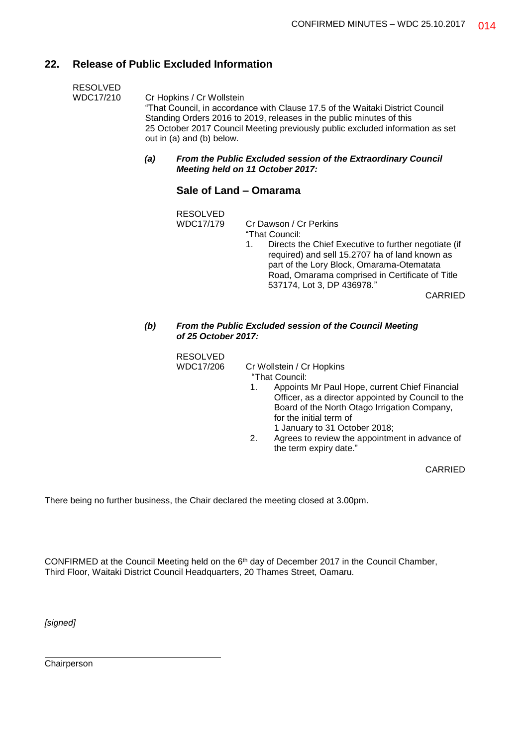## 22. Release of Public Excluded Information

RESOLVED
WDC17/210

Cr Hopkins / Cr Wollstein
"That Council, in accordance with Clause 17.5 of the Waitaki District Council Standing Orders 2016 to 2019, releases in the public minutes of this 25 October 2017 Council Meeting previously public excluded information as set out in (a) and (b) below.

***(a) From the Public Excluded session of the Extraordinary Council Meeting held on 11 October 2017:***

### Sale of Land – Omarama

RESOLVED
WDC17/179

Cr Dawson / Cr Perkins
"That Council:

1. Directs the Chief Executive to further negotiate (if required) and sell 15.2707 ha of land known as part of the Lory Block, Omarama-Otematata Road, Omarama comprised in Certificate of Title 537174, Lot 3, DP 436978."

CARRIED

***(b) From the Public Excluded session of the Council Meeting of 25 October 2017:***

RESOLVED
WDC17/206

Cr Wollstein / Cr Hopkins
"That Council:

1. Appoints Mr Paul Hope, current Chief Financial Officer, as a director appointed by Council to the Board of the North Otago Irrigation Company, for the initial term of 1 January to 31 October 2018;
2. Agrees to review the appointment in advance of the term expiry date."

CARRIED

There being no further business, the Chair declared the meeting closed at 3.00pm.

CONFIRMED at the Council Meeting held on the 6th day of December 2017 in the Council Chamber, Third Floor, Waitaki District Council Headquarters, 20 Thames Street, Oamaru.

*[signed]*

Chairperson